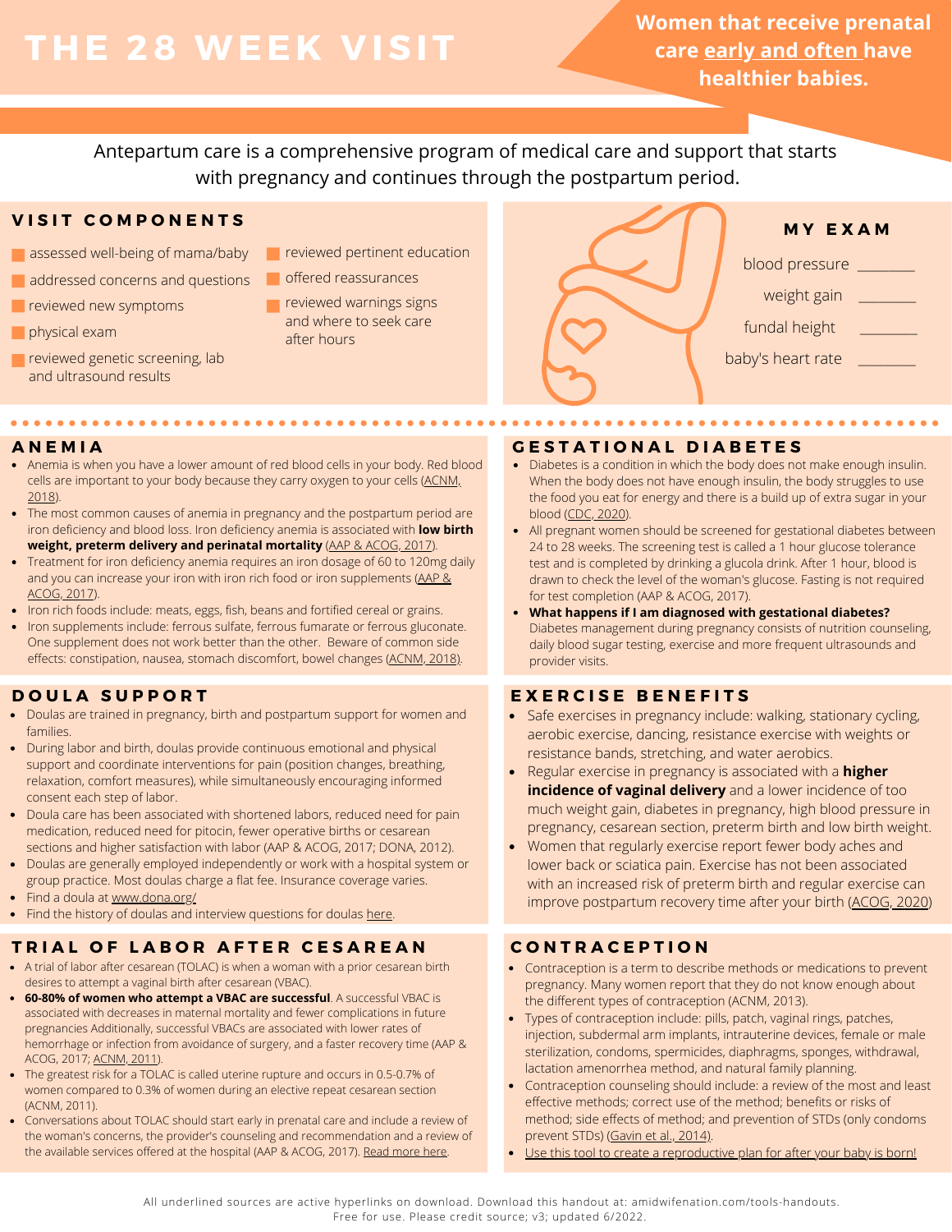# THE 28 WEEK VISIT

**Women that receive prenatal care early and often have healthier babies.**

Antepartum care is a comprehensive program of medical care and support that starts with pregnancy and continues through the postpartum period.

## VISIT COMPONENTS

- assessed well-being of mama/baby
- addressed concerns and questions
- reviewed new symptoms
- physical exam
- reviewed genetic screening, lab and ultrasound results
- reviewed pertinent education
- offered reassurances
- reviewed warnings signs and where to seek care after hours

## MY EXAM

blood pressure _______

weight gain _______

fundal height _______

baby's heart rate _______

## ANEMIA

- Anemia is when you have a lower amount of red blood cells in your body. Red blood cells are important to your body because they carry oxygen to your cells (ACNM, 2018).
- The most common causes of anemia in pregnancy and the postpartum period are iron deficiency and blood loss. Iron deficiency anemia is associated with **low birth weight, preterm delivery and perinatal mortality** (AAP & ACOG, 2017).
- Treatment for iron deficiency anemia requires an iron dosage of 60 to 120mg daily and you can increase your iron with iron rich food or iron supplements (AAP & ACOG, 2017).
- Iron rich foods include: meats, eggs, fish, beans and fortified cereal or grains.
- Iron supplements include: ferrous sulfate, ferrous fumarate or ferrous gluconate. One supplement does not work better than the other. Beware of common side effects: constipation, nausea, stomach discomfort, bowel changes (ACNM, 2018).

## DOULA SUPPORT

- Doulas are trained in pregnancy, birth and postpartum support for women and families.
- During labor and birth, doulas provide continuous emotional and physical support and coordinate interventions for pain (position changes, breathing, relaxation, comfort measures), while simultaneously encouraging informed consent each step of labor.
- Doula care has been associated with shortened labors, reduced need for pain medication, reduced need for pitocin, fewer operative births or cesarean sections and higher satisfaction with labor (AAP & ACOG, 2017; DONA, 2012).
- Doulas are generally employed independently or work with a hospital system or group practice. Most doulas charge a flat fee. Insurance coverage varies.
- Find a doula at www.dona.org/
- Find the history of doulas and interview questions for doulas here.

## TRIAL OF LABOR AFTER CESAREAN

- A trial of labor after cesarean (TOLAC) is when a woman with a prior cesarean birth desires to attempt a vaginal birth after cesarean (VBAC).
- **60-80% of women who attempt a VBAC are successful**. A successful VBAC is associated with decreases in maternal mortality and fewer complications in future pregnancies Additionally, successful VBACs are associated with lower rates of hemorrhage or infection from avoidance of surgery, and a faster recovery time (AAP & ACOG, 2017; ACNM, 2011).
- The greatest risk for a TOLAC is called uterine rupture and occurs in 0.5-0.7% of women compared to 0.3% of women during an elective repeat cesarean section (ACNM, 2011).
- Conversations about TOLAC should start early in prenatal care and include a review of the woman's concerns, the provider's counseling and recommendation and a review of the available services offered at the hospital (AAP & ACOG, 2017). Read more here.

## GESTATIONAL DIABETES

- Diabetes is a condition in which the body does not make enough insulin. When the body does not have enough insulin, the body struggles to use the food you eat for energy and there is a build up of extra sugar in your blood (CDC, 2020).
- All pregnant women should be screened for gestational diabetes between 24 to 28 weeks. The screening test is called a 1 hour glucose tolerance test and is completed by drinking a glucola drink. After 1 hour, blood is drawn to check the level of the woman's glucose. Fasting is not required for test completion (AAP & ACOG, 2017).
- **What happens if I am diagnosed with gestational diabetes?** Diabetes management during pregnancy consists of nutrition counseling, daily blood sugar testing, exercise and more frequent ultrasounds and provider visits.

## EXERCISE BENEFITS

- Safe exercises in pregnancy include: walking, stationary cycling, aerobic exercise, dancing, resistance exercise with weights or resistance bands, stretching, and water aerobics.
- Regular exercise in pregnancy is associated with a **higher incidence of vaginal delivery** and a lower incidence of too much weight gain, diabetes in pregnancy, high blood pressure in pregnancy, cesarean section, preterm birth and low birth weight.
- Women that regularly exercise report fewer body aches and lower back or sciatica pain. Exercise has not been associated with an increased risk of preterm birth and regular exercise can improve postpartum recovery time after your birth (ACOG, 2020)

## CONTRACEPTION

- Contraception is a term to describe methods or medications to prevent pregnancy. Many women report that they do not know enough about the different types of contraception (ACNM, 2013).
- Types of contraception include: pills, patch, vaginal rings, patches, injection, subdermal arm implants, intrauterine devices, female or male sterilization, condoms, spermicides, diaphragms, sponges, withdrawal, lactation amenorrhea method, and natural family planning.
- Contraception counseling should include: a review of the most and least effective methods; correct use of the method; benefits or risks of method; side effects of method; and prevention of STDs (only condoms prevent STDs) (Gavin et al., 2014).
- Use this tool to create a reproductive plan for after your baby is born!

All underlined sources are active hyperlinks on download. Download this handout at: amidwifenation.com/tools-handouts. Free for use. Please credit source; v3; updated 6/2022.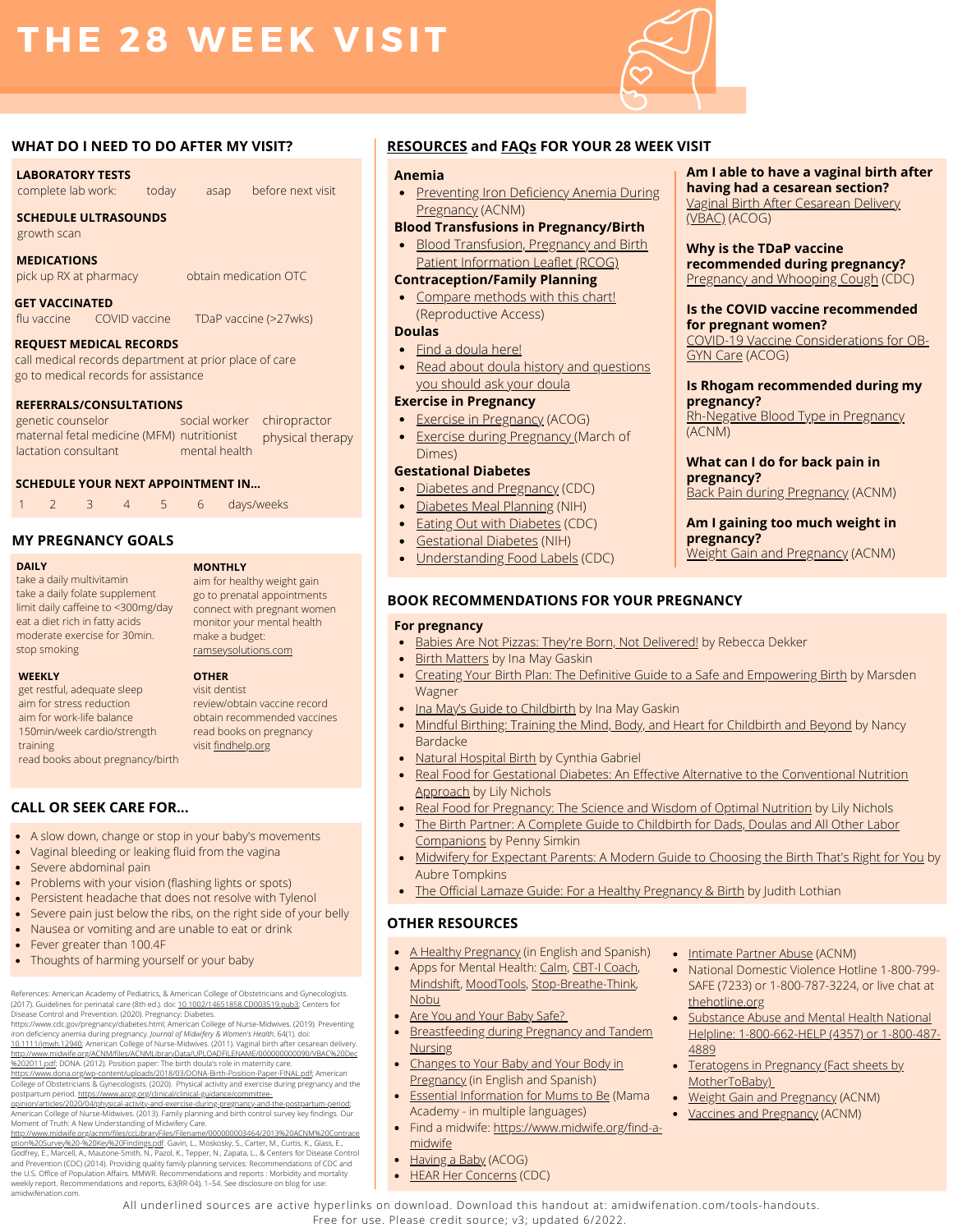# THE 28 WEEK VISIT

## WHAT DO I NEED TO DO AFTER MY VISIT?

**LABORATORY TESTS**
complete lab work: today asap before next visit

**SCHEDULE ULTRASOUNDS**
growth scan

**MEDICATIONS**
pick up RX at pharmacy obtain medication OTC

**GET VACCINATED**
flu vaccine COVID vaccine TDaP vaccine (>27wks)

**REQUEST MEDICAL RECORDS**
call medical records department at prior place of care
go to medical records for assistance

**REFERRALS/CONSULTATIONS**
genetic counselor social worker chiropractor
maternal fetal medicine (MFM) nutritionist physical therapy
lactation consultant mental health

**SCHEDULE YOUR NEXT APPOINTMENT IN...**
1 2 3 4 5 6 days/weeks

## MY PREGNANCY GOALS

**DAILY**
take a daily multivitamin
take a daily folate supplement
limit daily caffeine to <300mg/day
eat a diet rich in fatty acids
moderate exercise for 30min.
stop smoking

**MONTHLY**
aim for healthy weight gain
go to prenatal appointments
connect with pregnant women
monitor your mental health
make a budget: ramseysolutions.com

**WEEKLY**
get restful, adequate sleep
aim for stress reduction
aim for work-life balance
150min/week cardio/strength training
read books about pregnancy/birth

**OTHER**
visit dentist
review/obtain vaccine record
obtain recommended vaccines
read books on pregnancy
visit findhelp.org

## CALL OR SEEK CARE FOR...

- A slow down, change or stop in your baby's movements
- Vaginal bleeding or leaking fluid from the vagina
- Severe abdominal pain
- Problems with your vision (flashing lights or spots)
- Persistent headache that does not resolve with Tylenol
- Severe pain just below the ribs, on the right side of your belly
- Nausea or vomiting and are unable to eat or drink
- Fever greater than 100.4F
- Thoughts of harming yourself or your baby

References: American Academy of Pediatrics, & American College of Obstetricians and Gynecologists. (2017). Guidelines for perinatal care (8th ed.). doi: 10.1002/14651858.CD003519.pub3; Centers for Disease Control and Prevention. (2020). Pregnancy: Diabetes. https://www.cdc.gov/pregnancy/diabetes.html; American College of Nurse-Midwives. (2019). Preventing iron deficiency anemia during pregnancy. Journal of Midwifery & Women's Health, 64(1). doi: 10.1111/jmwh.12940; American College of Nurse-Midwives. (2011). Vaginal birth after cesarean delivery. http://www.midwife.org/ACNM/files/ACNMLibraryData/UPLOADFILENAME/000000000090/VBAC%20Dec%202011.pdf; DONA. (2012). Position paper: The birth doula's role in maternity care. https://www.dona.org/wp-content/uploads/2018/03/DONA-Birth-Position-Paper-FINAL.pdf; American College of Obstetricians & Gynecologists. (2020). Physical activity and exercise during pregnancy and the postpartum period. https://www.acog.org/clinical/clinical-guidance/committee-opinion/articles/2020/04/physical-activity-and-exercise-during-pregnancy-and-the-postpartum-period; American College of Nurse-Midwives. (2013). Family planning and birth control survey key findings. Our Moment of Truth: A New Understanding of Midwifery Care. http://www.midwife.org/acnm/files/ccLibraryFiles/Filename/000000003464/2013%20ACNM%20Contraception%20Survey%20-%20Key%20Findings.pdf. Gavin, L., Moskosky, S., Carter, M., Curtis, K., Glass, E., Godfrey, E., Marcell, A., Mautone-Smith, N., Pazol, K., Tepper, N., Zapata, L., & Centers for Disease Control and Prevention (CDC) (2014). Providing quality family planning services: Recommendations of CDC and the U.S. Office of Population Affairs. MMWR. Recommendations and reports : Morbidity and mortality weekly report. Recommendations and reports, 63(RR-04), 1–54. See disclosure on blog for use: amidwifenation.com.

## RESOURCES and FAQs FOR YOUR 28 WEEK VISIT

**Anemia**
- Preventing Iron Deficiency Anemia During Pregnancy (ACNM)

**Blood Transfusions in Pregnancy/Birth**
- Blood Transfusion, Pregnancy and Birth Patient Information Leaflet (RCOG)

**Contraception/Family Planning**
- Compare methods with this chart! (Reproductive Access)

**Doulas**
- Find a doula here!
- Read about doula history and questions you should ask your doula

**Exercise in Pregnancy**
- Exercise in Pregnancy (ACOG)
- Exercise during Pregnancy (March of Dimes)

**Gestational Diabetes**
- Diabetes and Pregnancy (CDC)
- Diabetes Meal Planning (NIH)
- Eating Out with Diabetes (CDC)
- Gestational Diabetes (NIH)
- Understanding Food Labels (CDC)

**Am I able to have a vaginal birth after having had a cesarean section?**
Vaginal Birth After Cesarean Delivery (VBAC) (ACOG)

**Why is the TDaP vaccine recommended during pregnancy?**
Pregnancy and Whooping Cough (CDC)

**Is the COVID vaccine recommended for pregnant women?**
COVID-19 Vaccine Considerations for OB-GYN Care (ACOG)

**Is Rhogam recommended during my pregnancy?**
Rh-Negative Blood Type in Pregnancy (ACNM)

**What can I do for back pain in pregnancy?**
Back Pain during Pregnancy (ACNM)

**Am I gaining too much weight in pregnancy?**
Weight Gain and Pregnancy (ACNM)

## BOOK RECOMMENDATIONS FOR YOUR PREGNANCY

**For pregnancy**
- Babies Are Not Pizzas: They're Born, Not Delivered! by Rebecca Dekker
- Birth Matters by Ina May Gaskin
- Creating Your Birth Plan: The Definitive Guide to a Safe and Empowering Birth by Marsden Wagner
- Ina May's Guide to Childbirth by Ina May Gaskin
- Mindful Birthing: Training the Mind, Body, and Heart for Childbirth and Beyond by Nancy Bardacke
- Natural Hospital Birth by Cynthia Gabriel
- Real Food for Gestational Diabetes: An Effective Alternative to the Conventional Nutrition Approach by Lily Nichols
- Real Food for Pregnancy: The Science and Wisdom of Optimal Nutrition by Lily Nichols
- The Birth Partner: A Complete Guide to Childbirth for Dads, Doulas and All Other Labor Companions by Penny Simkin
- Midwifery for Expectant Parents: A Modern Guide to Choosing the Birth That's Right for You by Aubre Tompkins
- The Official Lamaze Guide: For a Healthy Pregnancy & Birth by Judith Lothian

## OTHER RESOURCES

- A Healthy Pregnancy (in English and Spanish)
- Apps for Mental Health: Calm, CBT-I Coach, Mindshift, MoodTools, Stop-Breathe-Think, Nobu
- Are You and Your Baby Safe?
- Breastfeeding during Pregnancy and Tandem Nursing
- Changes to Your Baby and Your Body in Pregnancy (in English and Spanish)
- Essential Information for Mums to Be (Mama Academy - in multiple languages)
- Find a midwife: https://www.midwife.org/find-a-midwife
- Having a Baby (ACOG)
- HEAR Her Concerns (CDC)
- Intimate Partner Abuse (ACNM)
- National Domestic Violence Hotline 1-800-799-SAFE (7233) or 1-800-787-3224, or live chat at thehotline.org
- Substance Abuse and Mental Health National Helpline: 1-800-662-HELP (4357) or 1-800-487-4889
- Teratogens in Pregnancy (Fact sheets by MotherToBaby)
- Weight Gain and Pregnancy (ACNM)
- Vaccines and Pregnancy (ACNM)

All underlined sources are active hyperlinks on download. Download this handout at: amidwifenation.com/tools-handouts.
Free for use. Please credit source; v3; updated 6/2022.